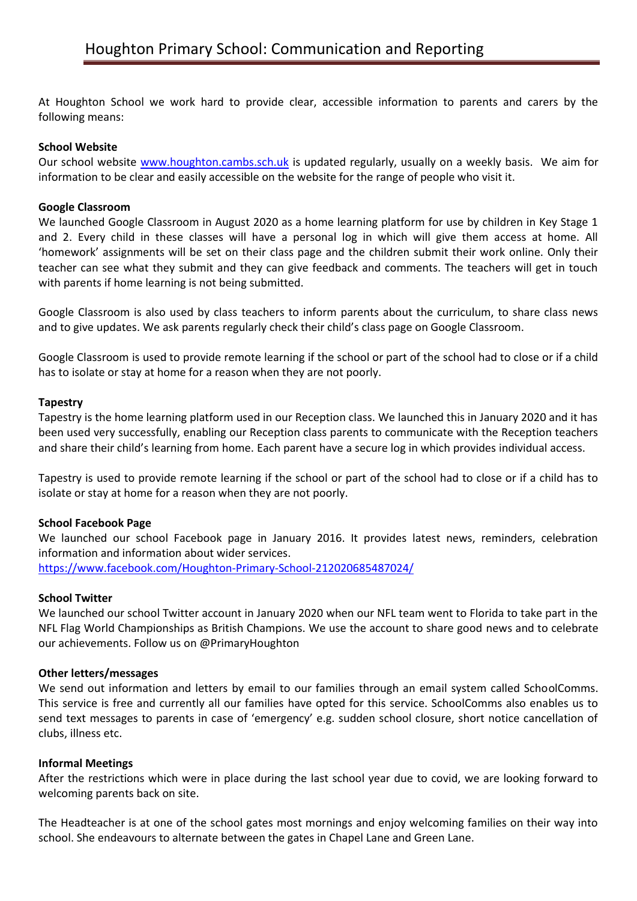# Houghton Primary School: Communication and Reporting

At Houghton School we work hard to provide clear, accessible information to parents and carers by the following means:

**School Website**

Our school website [www.houghton.cambs.sch.uk](www.houghton.cambs.sch.uk) is updated regularly, usually on a weekly basis. We aim for information to be clear and easily accessible on the website for the range of people who visit it.

**Google Classroom**

We launched Google Classroom in August 2020 as a home learning platform for use by children in Key Stage 1 and 2. Every child in these classes will have a personal log in which will give them access at home. All 'homework' assignments will be set on their class page and the children submit their work online. Only their teacher can see what they submit and they can give feedback and comments. The teachers will get in touch with parents if home learning is not being submitted.

Google Classroom is also used by class teachers to inform parents about the curriculum, to share class news and to give updates. We ask parents regularly check their child's class page on Google Classroom.

Google Classroom is used to provide remote learning if the school or part of the school had to close or if a child has to isolate or stay at home for a reason when they are not poorly.

**Tapestry**

Tapestry is the home learning platform used in our Reception class. We launched this in January 2020 and it has been used very successfully, enabling our Reception class parents to communicate with the Reception teachers and share their child's learning from home. Each parent have a secure log in which provides individual access.

Tapestry is used to provide remote learning if the school or part of the school had to close or if a child has to isolate or stay at home for a reason when they are not poorly.

**School Facebook Page**

We launched our school Facebook page in January 2016. It provides latest news, reminders, celebration information and information about wider services.
[https://www.facebook.com/Houghton-Primary-School-212020685487024/](https://www.facebook.com/Houghton-Primary-School-212020685487024/)

**School Twitter**

We launched our school Twitter account in January 2020 when our NFL team went to Florida to take part in the NFL Flag World Championships as British Champions. We use the account to share good news and to celebrate our achievements. Follow us on @PrimaryHoughton

**Other letters/messages**

We send out information and letters by email to our families through an email system called SchoolComms. This service is free and currently all our families have opted for this service. SchoolComms also enables us to send text messages to parents in case of 'emergency' e.g. sudden school closure, short notice cancellation of clubs, illness etc.

**Informal Meetings**

After the restrictions which were in place during the last school year due to covid, we are looking forward to welcoming parents back on site.

The Headteacher is at one of the school gates most mornings and enjoy welcoming families on their way into school. She endeavours to alternate between the gates in Chapel Lane and Green Lane.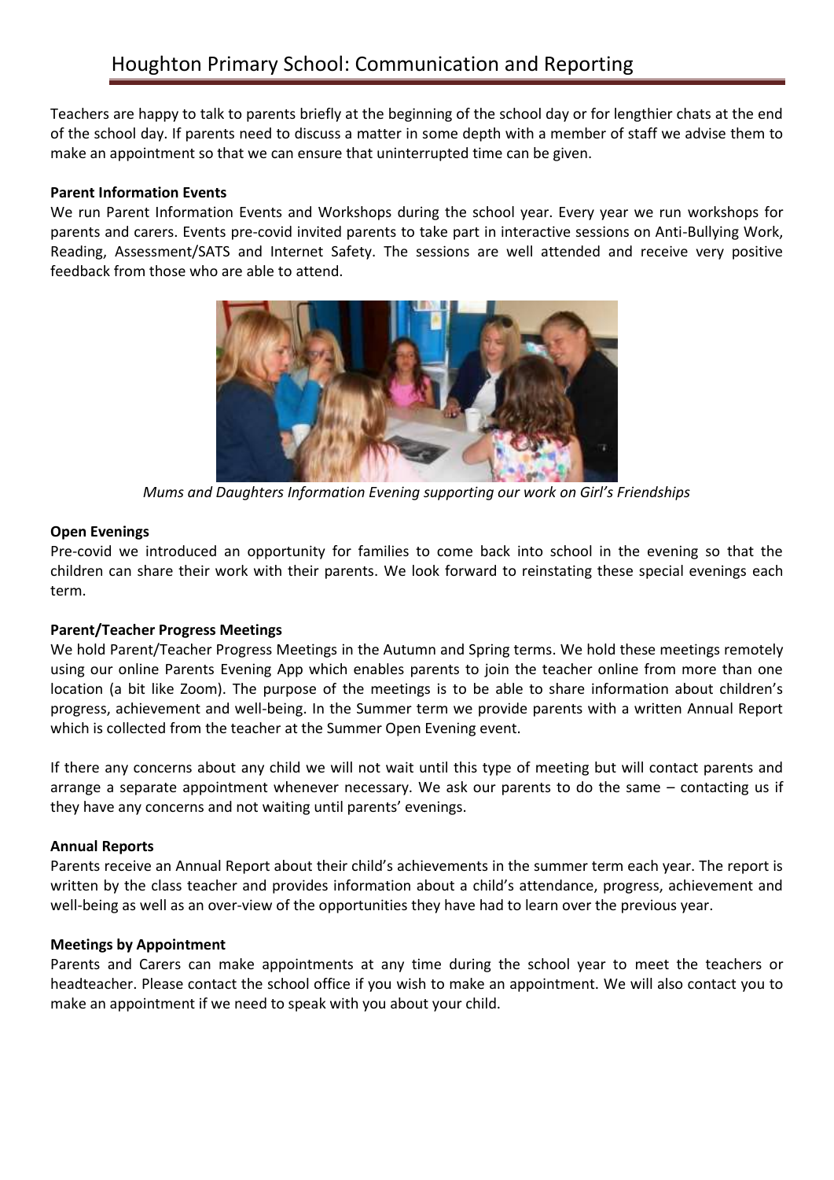# Houghton Primary School: Communication and Reporting

Teachers are happy to talk to parents briefly at the beginning of the school day or for lengthier chats at the end of the school day. If parents need to discuss a matter in some depth with a member of staff we advise them to make an appointment so that we can ensure that uninterrupted time can be given.

**Parent Information Events**

We run Parent Information Events and Workshops during the school year. Every year we run workshops for parents and carers. Events pre-covid invited parents to take part in interactive sessions on Anti-Bullying Work, Reading, Assessment/SATS and Internet Safety. The sessions are well attended and receive very positive feedback from those who are able to attend.

*Mums and Daughters Information Evening supporting our work on Girl's Friendships*

**Open Evenings**

Pre-covid we introduced an opportunity for families to come back into school in the evening so that the children can share their work with their parents. We look forward to reinstating these special evenings each term.

**Parent/Teacher Progress Meetings**

We hold Parent/Teacher Progress Meetings in the Autumn and Spring terms. We hold these meetings remotely using our online Parents Evening App which enables parents to join the teacher online from more than one location (a bit like Zoom). The purpose of the meetings is to be able to share information about children's progress, achievement and well-being. In the Summer term we provide parents with a written Annual Report which is collected from the teacher at the Summer Open Evening event.

If there any concerns about any child we will not wait until this type of meeting but will contact parents and arrange a separate appointment whenever necessary. We ask our parents to do the same – contacting us if they have any concerns and not waiting until parents' evenings.

**Annual Reports**

Parents receive an Annual Report about their child's achievements in the summer term each year. The report is written by the class teacher and provides information about a child's attendance, progress, achievement and well-being as well as an over-view of the opportunities they have had to learn over the previous year.

**Meetings by Appointment**

Parents and Carers can make appointments at any time during the school year to meet the teachers or headteacher. Please contact the school office if you wish to make an appointment. We will also contact you to make an appointment if we need to speak with you about your child.